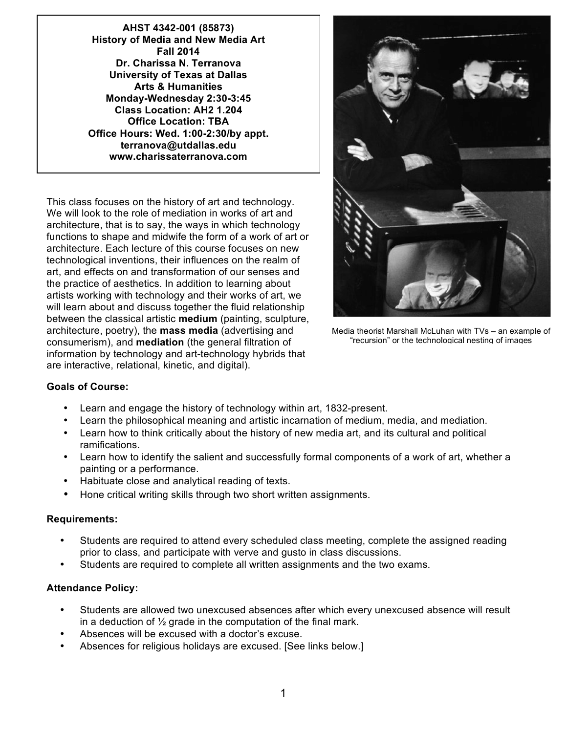**AHST 4342-001 (85873)**
**History of Media and New Media Art**
**Fall 2014**
**Dr. Charissa N. Terranova**
**University of Texas at Dallas**
**Arts & Humanities**
**Monday-Wednesday 2:30-3:45**
**Class Location: AH2 1.204**
**Office Location: TBA**
**Office Hours: Wed. 1:00-2:30/by appt.**
**terranova@utdallas.edu**
**www.charissaterranova.com**

This class focuses on the history of art and technology. We will look to the role of mediation in works of art and architecture, that is to say, the ways in which technology functions to shape and midwife the form of a work of art or architecture. Each lecture of this course focuses on new technological inventions, their influences on the realm of art, and effects on and transformation of our senses and the practice of aesthetics. In addition to learning about artists working with technology and their works of art, we will learn about and discuss together the fluid relationship between the classical artistic **medium** (painting, sculpture, architecture, poetry), the **mass media** (advertising and consumerism), and **mediation** (the general filtration of information by technology and art-technology hybrids that are interactive, relational, kinetic, and digital).

Media theorist Marshall McLuhan with TVs – an example of "recursion" or the technological nesting of images

**Goals of Course:**

- Learn and engage the history of technology within art, 1832-present.
- Learn the philosophical meaning and artistic incarnation of medium, media, and mediation.
- Learn how to think critically about the history of new media art, and its cultural and political ramifications.
- Learn how to identify the salient and successfully formal components of a work of art, whether a painting or a performance.
- Habituate close and analytical reading of texts.
- Hone critical writing skills through two short written assignments.

**Requirements:**

- Students are required to attend every scheduled class meeting, complete the assigned reading prior to class, and participate with verve and gusto in class discussions.
- Students are required to complete all written assignments and the two exams.

**Attendance Policy:**

- Students are allowed two unexcused absences after which every unexcused absence will result in a deduction of ½ grade in the computation of the final mark.
- Absences will be excused with a doctor's excuse.
- Absences for religious holidays are excused. [See links below.]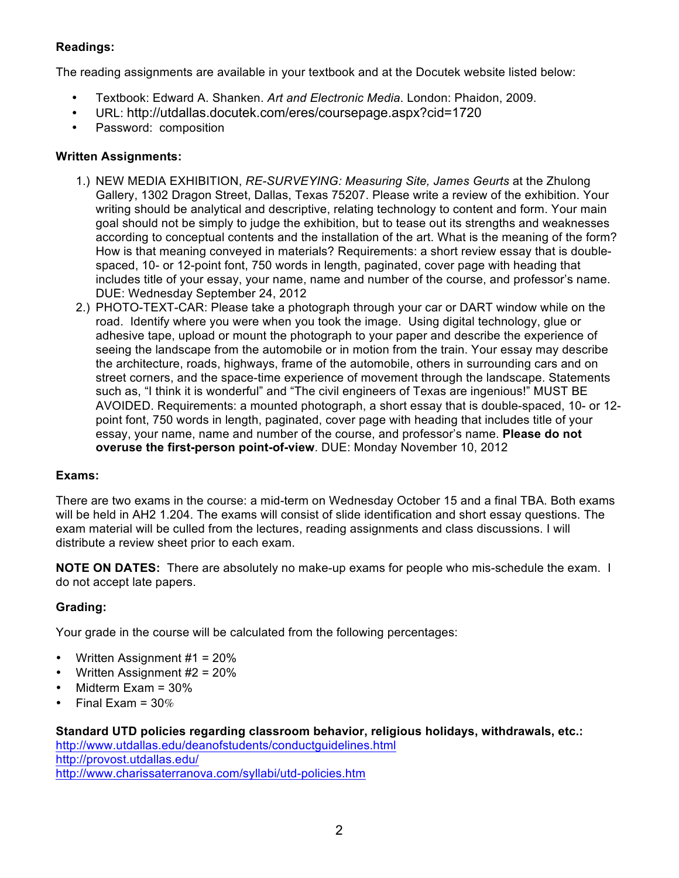**Readings:**

The reading assignments are available in your textbook and at the Docutek website listed below:

- Textbook: Edward A. Shanken. *Art and Electronic Media*. London: Phaidon, 2009.
- URL: http://utdallas.docutek.com/eres/coursepage.aspx?cid=1720
- Password: composition

**Written Assignments:**

1.) NEW MEDIA EXHIBITION, *RE-SURVEYING: Measuring Site, James Geurts* at the Zhulong Gallery, 1302 Dragon Street, Dallas, Texas 75207. Please write a review of the exhibition. Your writing should be analytical and descriptive, relating technology to content and form. Your main goal should not be simply to judge the exhibition, but to tease out its strengths and weaknesses according to conceptual contents and the installation of the art. What is the meaning of the form? How is that meaning conveyed in materials? Requirements: a short review essay that is double-spaced, 10- or 12-point font, 750 words in length, paginated, cover page with heading that includes title of your essay, your name, name and number of the course, and professor's name. DUE: Wednesday September 24, 2012

2.) PHOTO-TEXT-CAR: Please take a photograph through your car or DART window while on the road. Identify where you were when you took the image. Using digital technology, glue or adhesive tape, upload or mount the photograph to your paper and describe the experience of seeing the landscape from the automobile or in motion from the train. Your essay may describe the architecture, roads, highways, frame of the automobile, others in surrounding cars and on street corners, and the space-time experience of movement through the landscape. Statements such as, "I think it is wonderful" and "The civil engineers of Texas are ingenious!" MUST BE AVOIDED. Requirements: a mounted photograph, a short essay that is double-spaced, 10- or 12-point font, 750 words in length, paginated, cover page with heading that includes title of your essay, your name, name and number of the course, and professor's name. **Please do not overuse the first-person point-of-view**. DUE: Monday November 10, 2012

**Exams:**

There are two exams in the course: a mid-term on Wednesday October 15 and a final TBA. Both exams will be held in AH2 1.204. The exams will consist of slide identification and short essay questions. The exam material will be culled from the lectures, reading assignments and class discussions. I will distribute a review sheet prior to each exam.

**NOTE ON DATES:** There are absolutely no make-up exams for people who mis-schedule the exam. I do not accept late papers.

**Grading:**

Your grade in the course will be calculated from the following percentages:

- Written Assignment #1 = 20%
- Written Assignment #2 = 20%
- Midterm Exam = 30%
- Final Exam = 30%

**Standard UTD policies regarding classroom behavior, religious holidays, withdrawals, etc.:**
http://www.utdallas.edu/deanofstudents/conductguidelines.html
http://provost.utdallas.edu/
http://www.charissaterranova.com/syllabi/utd-policies.htm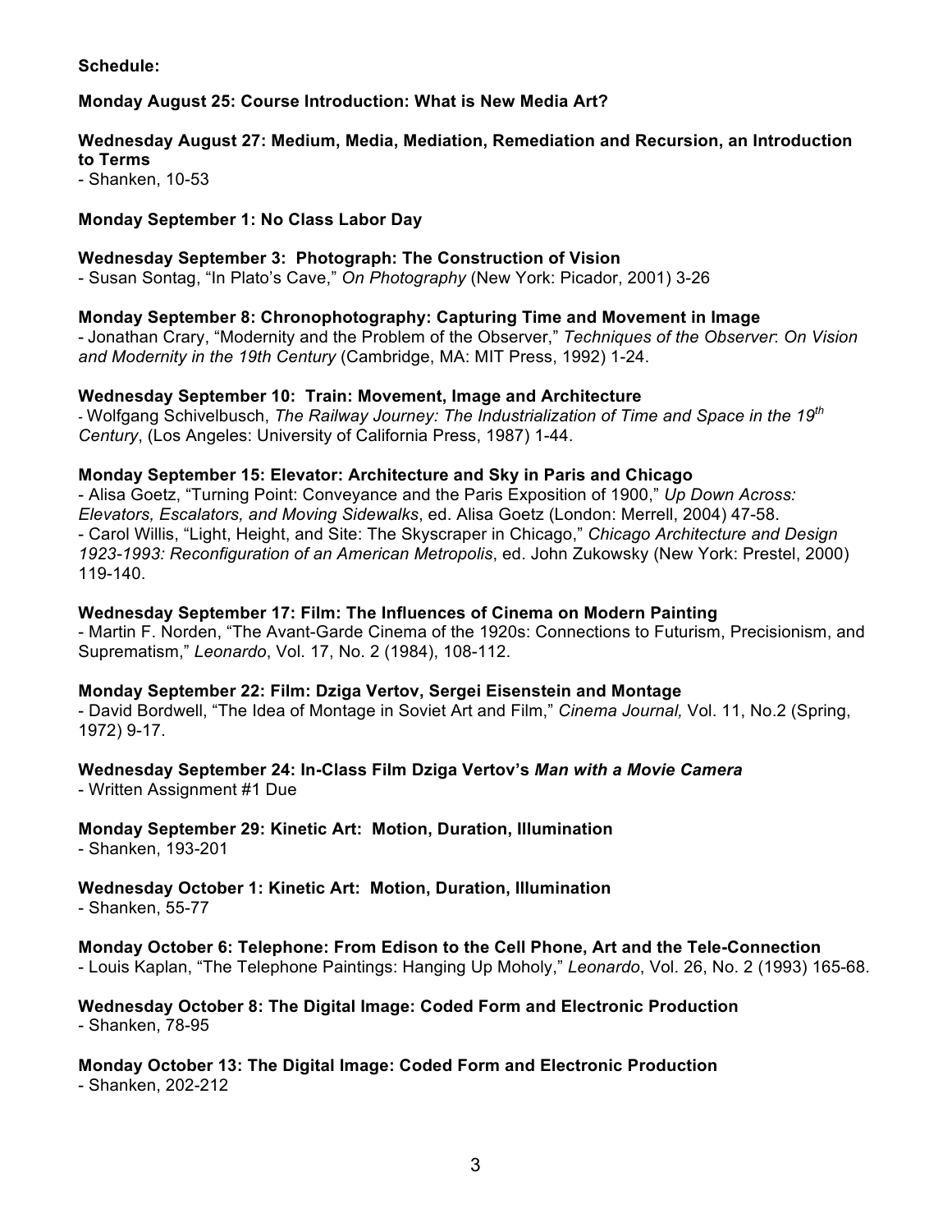**Schedule:**

**Monday August 25: Course Introduction: What is New Media Art?**

**Wednesday August 27: Medium, Media, Mediation, Remediation and Recursion, an Introduction to Terms**

- Shanken, 10-53

**Monday September 1: No Class Labor Day**

**Wednesday September 3: Photograph: The Construction of Vision**

- Susan Sontag, "In Plato's Cave," *On Photography* (New York: Picador, 2001) 3-26

**Monday September 8: Chronophotography: Capturing Time and Movement in Image**

- Jonathan Crary, "Modernity and the Problem of the Observer," *Techniques of the Observer*: *On Vision and Modernity in the 19th Century* (Cambridge, MA: MIT Press, 1992) 1-24.

**Wednesday September 10: Train: Movement, Image and Architecture**

- Wolfgang Schivelbusch, *The Railway Journey: The Industrialization of Time and Space in the 19th Century*, (Los Angeles: University of California Press, 1987) 1-44.

**Monday September 15: Elevator: Architecture and Sky in Paris and Chicago**

- Alisa Goetz, "Turning Point: Conveyance and the Paris Exposition of 1900," *Up Down Across: Elevators, Escalators, and Moving Sidewalks*, ed. Alisa Goetz (London: Merrell, 2004) 47-58.
- Carol Willis, "Light, Height, and Site: The Skyscraper in Chicago," *Chicago Architecture and Design 1923-1993: Reconfiguration of an American Metropolis*, ed. John Zukowsky (New York: Prestel, 2000) 119-140.

**Wednesday September 17: Film: The Influences of Cinema on Modern Painting**

- Martin F. Norden, "The Avant-Garde Cinema of the 1920s: Connections to Futurism, Precisionism, and Suprematism," *Leonardo*, Vol. 17, No. 2 (1984), 108-112.

**Monday September 22: Film: Dziga Vertov, Sergei Eisenstein and Montage**

- David Bordwell, "The Idea of Montage in Soviet Art and Film," *Cinema Journal,* Vol. 11, No.2 (Spring, 1972) 9-17.

**Wednesday September 24: In-Class Film Dziga Vertov's *Man with a Movie Camera***

- Written Assignment #1 Due

**Monday September 29: Kinetic Art: Motion, Duration, Illumination**

- Shanken, 193-201

**Wednesday October 1: Kinetic Art: Motion, Duration, Illumination**

- Shanken, 55-77

**Monday October 6: Telephone: From Edison to the Cell Phone, Art and the Tele-Connection**

- Louis Kaplan, "The Telephone Paintings: Hanging Up Moholy," *Leonardo*, Vol. 26, No. 2 (1993) 165-68.

**Wednesday October 8: The Digital Image: Coded Form and Electronic Production**

- Shanken, 78-95

**Monday October 13: The Digital Image: Coded Form and Electronic Production**

- Shanken, 202-212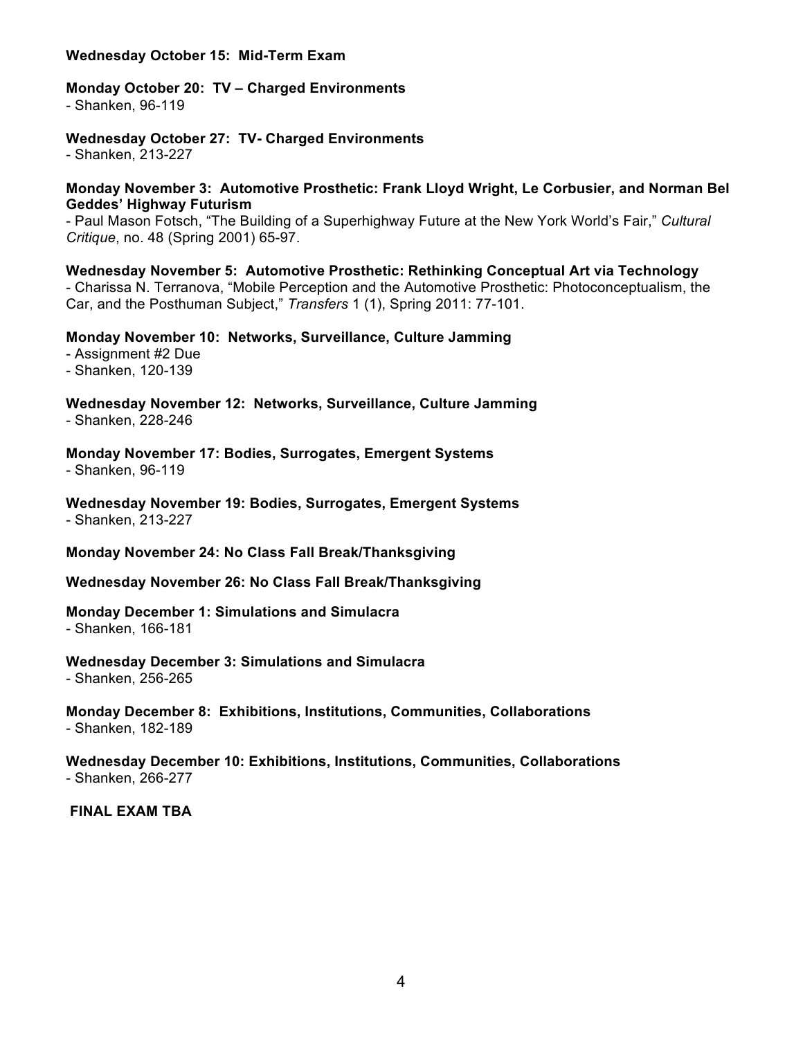**Wednesday October 15: Mid-Term Exam**

**Monday October 20: TV – Charged Environments**
- Shanken, 96-119

**Wednesday October 27: TV- Charged Environments**
- Shanken, 213-227

**Monday November 3: Automotive Prosthetic: Frank Lloyd Wright, Le Corbusier, and Norman Bel Geddes' Highway Futurism**
- Paul Mason Fotsch, "The Building of a Superhighway Future at the New York World's Fair," *Cultural Critique*, no. 48 (Spring 2001) 65-97.

**Wednesday November 5: Automotive Prosthetic: Rethinking Conceptual Art via Technology**
- Charissa N. Terranova, "Mobile Perception and the Automotive Prosthetic: Photoconceptualism, the Car, and the Posthuman Subject," *Transfers* 1 (1), Spring 2011: 77-101.

**Monday November 10: Networks, Surveillance, Culture Jamming**
- Assignment #2 Due
- Shanken, 120-139

**Wednesday November 12: Networks, Surveillance, Culture Jamming**
- Shanken, 228-246

**Monday November 17: Bodies, Surrogates, Emergent Systems**
- Shanken, 96-119

**Wednesday November 19: Bodies, Surrogates, Emergent Systems**
- Shanken, 213-227

**Monday November 24: No Class Fall Break/Thanksgiving**

**Wednesday November 26: No Class Fall Break/Thanksgiving**

**Monday December 1: Simulations and Simulacra**
- Shanken, 166-181

**Wednesday December 3: Simulations and Simulacra**
- Shanken, 256-265

**Monday December 8: Exhibitions, Institutions, Communities, Collaborations**
- Shanken, 182-189

**Wednesday December 10: Exhibitions, Institutions, Communities, Collaborations**
- Shanken, 266-277

**FINAL EXAM TBA**